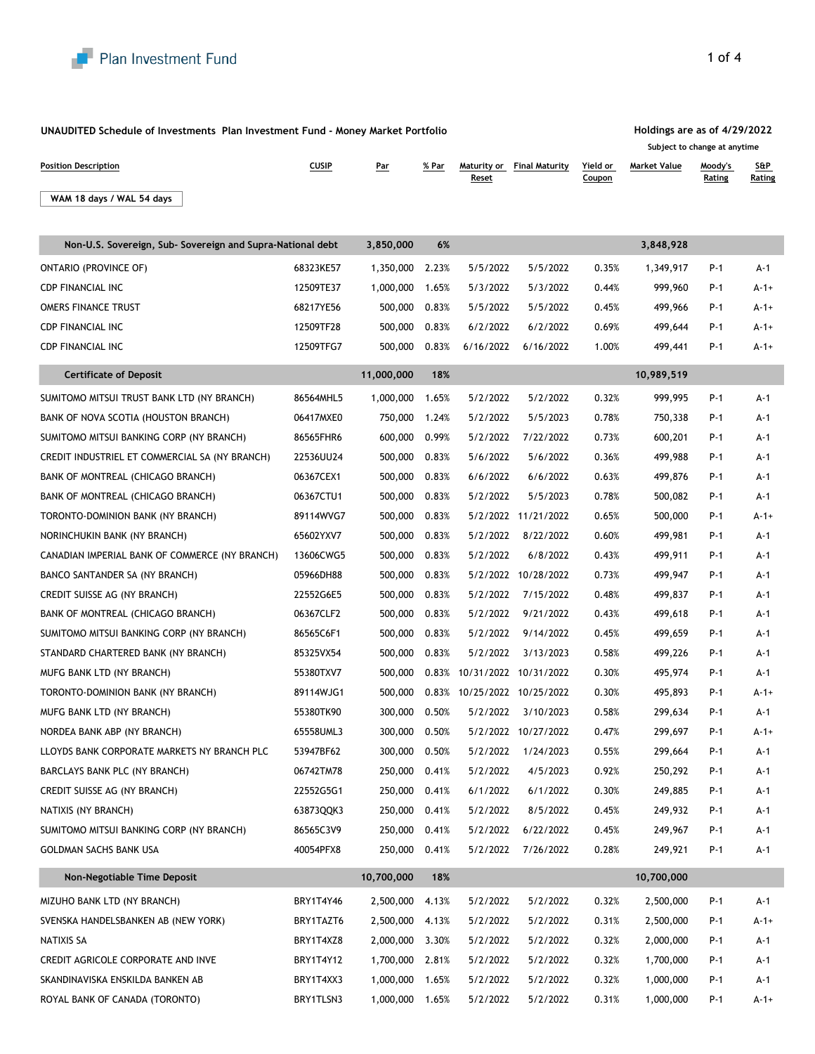Plan Investment Fund

**UNAUDITED Schedule of Investments Plan Investment Fund - Money Market Portfolio**

**Holdings are as of 4/29/2022**

Subject to change at anytime

**WAM 18 days / WAL 54 days**

| Position Description | CUSIP | Par | % Par | Maturity or Reset | Final Maturity | Yield or Coupon | Market Value | Moody's Rating | S&P Rating |
|---|---|---|---|---|---|---|---|---|---|
| **Non-U.S. Sovereign, Sub- Sovereign and Supra-National debt** | | **3,850,000** | **6%** | | | | **3,848,928** | | |
| ONTARIO (PROVINCE OF) | 68323KE57 | 1,350,000 | 2.23% | 5/5/2022 | 5/5/2022 | 0.35% | 1,349,917 | P-1 | A-1 |
| CDP FINANCIAL INC | 12509TE37 | 1,000,000 | 1.65% | 5/3/2022 | 5/3/2022 | 0.44% | 999,960 | P-1 | A-1+ |
| OMERS FINANCE TRUST | 68217YE56 | 500,000 | 0.83% | 5/5/2022 | 5/5/2022 | 0.45% | 499,966 | P-1 | A-1+ |
| CDP FINANCIAL INC | 12509TF28 | 500,000 | 0.83% | 6/2/2022 | 6/2/2022 | 0.69% | 499,644 | P-1 | A-1+ |
| CDP FINANCIAL INC | 12509TFG7 | 500,000 | 0.83% | 6/16/2022 | 6/16/2022 | 1.00% | 499,441 | P-1 | A-1+ |
| **Certificate of Deposit** | | **11,000,000** | **18%** | | | | **10,989,519** | | |
| SUMITOMO MITSUI TRUST BANK LTD (NY BRANCH) | 86564MHL5 | 1,000,000 | 1.65% | 5/2/2022 | 5/2/2022 | 0.32% | 999,995 | P-1 | A-1 |
| BANK OF NOVA SCOTIA (HOUSTON BRANCH) | 06417MXE0 | 750,000 | 1.24% | 5/2/2022 | 5/5/2023 | 0.78% | 750,338 | P-1 | A-1 |
| SUMITOMO MITSUI BANKING CORP (NY BRANCH) | 86565FHR6 | 600,000 | 0.99% | 5/2/2022 | 7/22/2022 | 0.73% | 600,201 | P-1 | A-1 |
| CREDIT INDUSTRIEL ET COMMERCIAL SA (NY BRANCH) | 22536UU24 | 500,000 | 0.83% | 5/6/2022 | 5/6/2022 | 0.36% | 499,988 | P-1 | A-1 |
| BANK OF MONTREAL (CHICAGO BRANCH) | 06367CEX1 | 500,000 | 0.83% | 6/6/2022 | 6/6/2022 | 0.63% | 499,876 | P-1 | A-1 |
| BANK OF MONTREAL (CHICAGO BRANCH) | 06367CTU1 | 500,000 | 0.83% | 5/2/2022 | 5/5/2023 | 0.78% | 500,082 | P-1 | A-1 |
| TORONTO-DOMINION BANK (NY BRANCH) | 89114WVG7 | 500,000 | 0.83% | 5/2/2022 | 11/21/2022 | 0.65% | 500,000 | P-1 | A-1+ |
| NORINCHUKIN BANK (NY BRANCH) | 65602YXV7 | 500,000 | 0.83% | 5/2/2022 | 8/22/2022 | 0.60% | 499,981 | P-1 | A-1 |
| CANADIAN IMPERIAL BANK OF COMMERCE (NY BRANCH) | 13606CWG5 | 500,000 | 0.83% | 5/2/2022 | 6/8/2022 | 0.43% | 499,911 | P-1 | A-1 |
| BANCO SANTANDER SA (NY BRANCH) | 05966DH88 | 500,000 | 0.83% | 5/2/2022 | 10/28/2022 | 0.73% | 499,947 | P-1 | A-1 |
| CREDIT SUISSE AG (NY BRANCH) | 22552G6E5 | 500,000 | 0.83% | 5/2/2022 | 7/15/2022 | 0.48% | 499,837 | P-1 | A-1 |
| BANK OF MONTREAL (CHICAGO BRANCH) | 06367CLF2 | 500,000 | 0.83% | 5/2/2022 | 9/21/2022 | 0.43% | 499,618 | P-1 | A-1 |
| SUMITOMO MITSUI BANKING CORP (NY BRANCH) | 86565C6F1 | 500,000 | 0.83% | 5/2/2022 | 9/14/2022 | 0.45% | 499,659 | P-1 | A-1 |
| STANDARD CHARTERED BANK (NY BRANCH) | 85325VX54 | 500,000 | 0.83% | 5/2/2022 | 3/13/2023 | 0.58% | 499,226 | P-1 | A-1 |
| MUFG BANK LTD (NY BRANCH) | 55380TXV7 | 500,000 | 0.83% | 10/31/2022 | 10/31/2022 | 0.30% | 495,974 | P-1 | A-1 |
| TORONTO-DOMINION BANK (NY BRANCH) | 89114WJG1 | 500,000 | 0.83% | 10/25/2022 | 10/25/2022 | 0.30% | 495,893 | P-1 | A-1+ |
| MUFG BANK LTD (NY BRANCH) | 55380TK90 | 300,000 | 0.50% | 5/2/2022 | 3/10/2023 | 0.58% | 299,634 | P-1 | A-1 |
| NORDEA BANK ABP (NY BRANCH) | 65558UML3 | 300,000 | 0.50% | 5/2/2022 | 10/27/2022 | 0.47% | 299,697 | P-1 | A-1+ |
| LLOYDS BANK CORPORATE MARKETS NY BRANCH PLC | 53947BF62 | 300,000 | 0.50% | 5/2/2022 | 1/24/2023 | 0.55% | 299,664 | P-1 | A-1 |
| BARCLAYS BANK PLC (NY BRANCH) | 06742TM78 | 250,000 | 0.41% | 5/2/2022 | 4/5/2023 | 0.92% | 250,292 | P-1 | A-1 |
| CREDIT SUISSE AG (NY BRANCH) | 22552G5G1 | 250,000 | 0.41% | 6/1/2022 | 6/1/2022 | 0.30% | 249,885 | P-1 | A-1 |
| NATIXIS (NY BRANCH) | 63873QQK3 | 250,000 | 0.41% | 5/2/2022 | 8/5/2022 | 0.45% | 249,932 | P-1 | A-1 |
| SUMITOMO MITSUI BANKING CORP (NY BRANCH) | 86565C3V9 | 250,000 | 0.41% | 5/2/2022 | 6/22/2022 | 0.45% | 249,967 | P-1 | A-1 |
| GOLDMAN SACHS BANK USA | 40054PFX8 | 250,000 | 0.41% | 5/2/2022 | 7/26/2022 | 0.28% | 249,921 | P-1 | A-1 |
| **Non-Negotiable Time Deposit** | | **10,700,000** | **18%** | | | | **10,700,000** | | |
| MIZUHO BANK LTD (NY BRANCH) | BRY1T4Y46 | 2,500,000 | 4.13% | 5/2/2022 | 5/2/2022 | 0.32% | 2,500,000 | P-1 | A-1 |
| SVENSKA HANDELSBANKEN AB (NEW YORK) | BRY1TAZT6 | 2,500,000 | 4.13% | 5/2/2022 | 5/2/2022 | 0.31% | 2,500,000 | P-1 | A-1+ |
| NATIXIS SA | BRY1T4XZ8 | 2,000,000 | 3.30% | 5/2/2022 | 5/2/2022 | 0.32% | 2,000,000 | P-1 | A-1 |
| CREDIT AGRICOLE CORPORATE AND INVE | BRY1T4Y12 | 1,700,000 | 2.81% | 5/2/2022 | 5/2/2022 | 0.32% | 1,700,000 | P-1 | A-1 |
| SKANDINAVISKA ENSKILDA BANKEN AB | BRY1T4XX3 | 1,000,000 | 1.65% | 5/2/2022 | 5/2/2022 | 0.32% | 1,000,000 | P-1 | A-1 |
| ROYAL BANK OF CANADA (TORONTO) | BRY1TLSN3 | 1,000,000 | 1.65% | 5/2/2022 | 5/2/2022 | 0.31% | 1,000,000 | P-1 | A-1+ |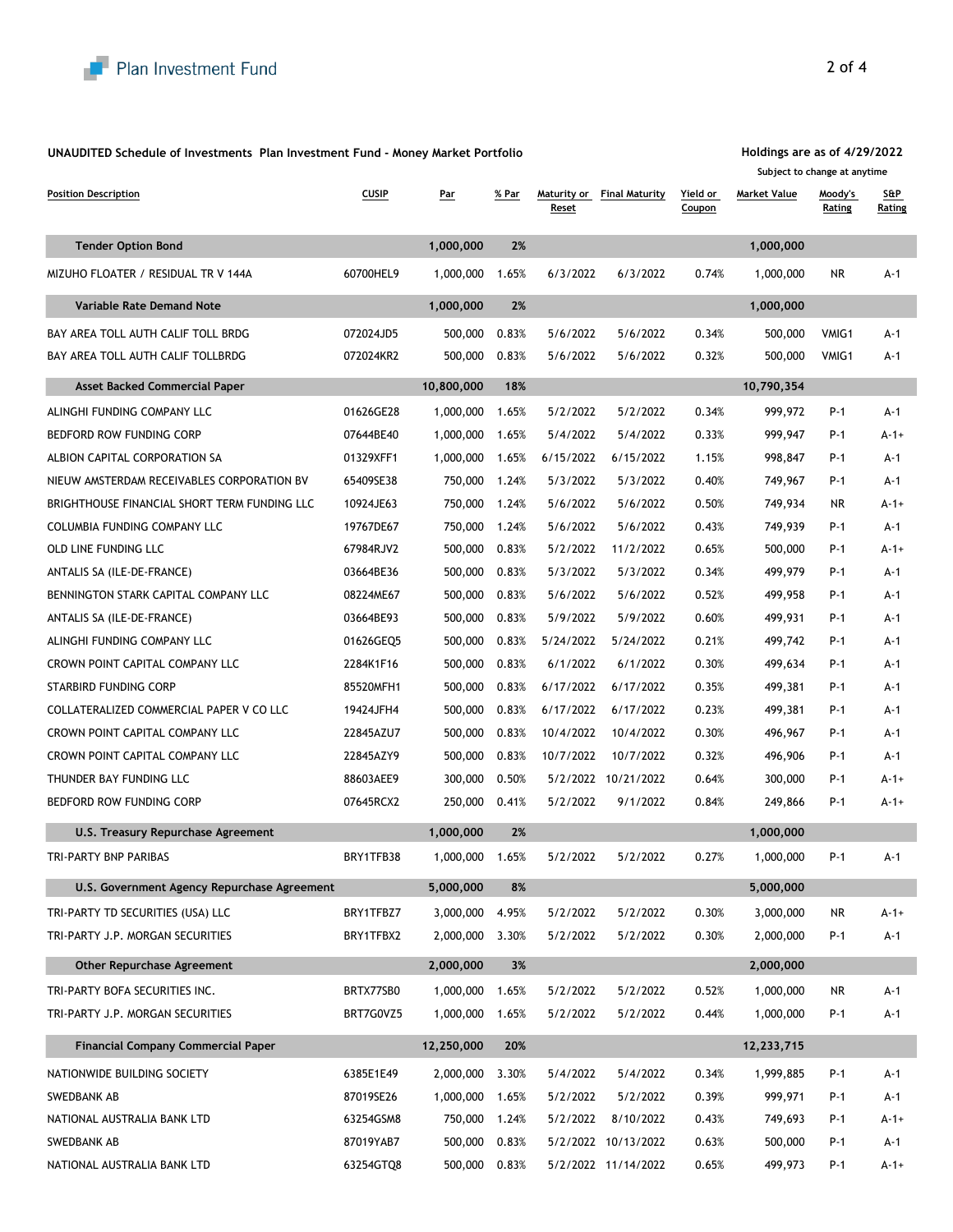**UNAUDITED Schedule of Investments Plan Investment Fund - Money Market Portfolio**

**Holdings are as of 4/29/2022**

Subject to change at anytime

| Position Description | CUSIP | Par | % Par | Maturity or Reset | Final Maturity | Yield or Coupon | Market Value | Moody's Rating | S&P Rating |
|---|---|---|---|---|---|---|---|---|---|
| **Tender Option Bond** | | **1,000,000** | **2%** | | | | **1,000,000** | | |
| MIZUHO FLOATER / RESIDUAL TR V 144A | 60700HEL9 | 1,000,000 | 1.65% | 6/3/2022 | 6/3/2022 | 0.74% | 1,000,000 | NR | A-1 |
| **Variable Rate Demand Note** | | **1,000,000** | **2%** | | | | **1,000,000** | | |
| BAY AREA TOLL AUTH CALIF TOLL BRDG | 072024JD5 | 500,000 | 0.83% | 5/6/2022 | 5/6/2022 | 0.34% | 500,000 | VMIG1 | A-1 |
| BAY AREA TOLL AUTH CALIF TOLLBRDG | 072024KR2 | 500,000 | 0.83% | 5/6/2022 | 5/6/2022 | 0.32% | 500,000 | VMIG1 | A-1 |
| **Asset Backed Commercial Paper** | | **10,800,000** | **18%** | | | | **10,790,354** | | |
| ALINGHI FUNDING COMPANY LLC | 01626GE28 | 1,000,000 | 1.65% | 5/2/2022 | 5/2/2022 | 0.34% | 999,972 | P-1 | A-1 |
| BEDFORD ROW FUNDING CORP | 07644BE40 | 1,000,000 | 1.65% | 5/4/2022 | 5/4/2022 | 0.33% | 999,947 | P-1 | A-1+ |
| ALBION CAPITAL CORPORATION SA | 01329XFF1 | 1,000,000 | 1.65% | 6/15/2022 | 6/15/2022 | 1.15% | 998,847 | P-1 | A-1 |
| NIEUW AMSTERDAM RECEIVABLES CORPORATION BV | 65409SE38 | 750,000 | 1.24% | 5/3/2022 | 5/3/2022 | 0.40% | 749,967 | P-1 | A-1 |
| BRIGHTHOUSE FINANCIAL SHORT TERM FUNDING LLC | 10924JE63 | 750,000 | 1.24% | 5/6/2022 | 5/6/2022 | 0.50% | 749,934 | NR | A-1+ |
| COLUMBIA FUNDING COMPANY LLC | 19767DE67 | 750,000 | 1.24% | 5/6/2022 | 5/6/2022 | 0.43% | 749,939 | P-1 | A-1 |
| OLD LINE FUNDING LLC | 67984RJV2 | 500,000 | 0.83% | 5/2/2022 | 11/2/2022 | 0.65% | 500,000 | P-1 | A-1+ |
| ANTALIS SA (ILE-DE-FRANCE) | 03664BE36 | 500,000 | 0.83% | 5/3/2022 | 5/3/2022 | 0.34% | 499,979 | P-1 | A-1 |
| BENNINGTON STARK CAPITAL COMPANY LLC | 08224ME67 | 500,000 | 0.83% | 5/6/2022 | 5/6/2022 | 0.52% | 499,958 | P-1 | A-1 |
| ANTALIS SA (ILE-DE-FRANCE) | 03664BE93 | 500,000 | 0.83% | 5/9/2022 | 5/9/2022 | 0.60% | 499,931 | P-1 | A-1 |
| ALINGHI FUNDING COMPANY LLC | 01626GEQ5 | 500,000 | 0.83% | 5/24/2022 | 5/24/2022 | 0.21% | 499,742 | P-1 | A-1 |
| CROWN POINT CAPITAL COMPANY LLC | 2284K1F16 | 500,000 | 0.83% | 6/1/2022 | 6/1/2022 | 0.30% | 499,634 | P-1 | A-1 |
| STARBIRD FUNDING CORP | 85520MFH1 | 500,000 | 0.83% | 6/17/2022 | 6/17/2022 | 0.35% | 499,381 | P-1 | A-1 |
| COLLATERALIZED COMMERCIAL PAPER V CO LLC | 19424JFH4 | 500,000 | 0.83% | 6/17/2022 | 6/17/2022 | 0.23% | 499,381 | P-1 | A-1 |
| CROWN POINT CAPITAL COMPANY LLC | 22845AZU7 | 500,000 | 0.83% | 10/4/2022 | 10/4/2022 | 0.30% | 496,967 | P-1 | A-1 |
| CROWN POINT CAPITAL COMPANY LLC | 22845AZY9 | 500,000 | 0.83% | 10/7/2022 | 10/7/2022 | 0.32% | 496,906 | P-1 | A-1 |
| THUNDER BAY FUNDING LLC | 88603AEE9 | 300,000 | 0.50% | 5/2/2022 | 10/21/2022 | 0.64% | 300,000 | P-1 | A-1+ |
| BEDFORD ROW FUNDING CORP | 07645RCX2 | 250,000 | 0.41% | 5/2/2022 | 9/1/2022 | 0.84% | 249,866 | P-1 | A-1+ |
| **U.S. Treasury Repurchase Agreement** | | **1,000,000** | **2%** | | | | **1,000,000** | | |
| TRI-PARTY BNP PARIBAS | BRY1TFB38 | 1,000,000 | 1.65% | 5/2/2022 | 5/2/2022 | 0.27% | 1,000,000 | P-1 | A-1 |
| **U.S. Government Agency Repurchase Agreement** | | **5,000,000** | **8%** | | | | **5,000,000** | | |
| TRI-PARTY TD SECURITIES (USA) LLC | BRY1TFBZ7 | 3,000,000 | 4.95% | 5/2/2022 | 5/2/2022 | 0.30% | 3,000,000 | NR | A-1+ |
| TRI-PARTY J.P. MORGAN SECURITIES | BRY1TFBX2 | 2,000,000 | 3.30% | 5/2/2022 | 5/2/2022 | 0.30% | 2,000,000 | P-1 | A-1 |
| **Other Repurchase Agreement** | | **2,000,000** | **3%** | | | | **2,000,000** | | |
| TRI-PARTY BOFA SECURITIES INC. | BRTX77SB0 | 1,000,000 | 1.65% | 5/2/2022 | 5/2/2022 | 0.52% | 1,000,000 | NR | A-1 |
| TRI-PARTY J.P. MORGAN SECURITIES | BRT7G0VZ5 | 1,000,000 | 1.65% | 5/2/2022 | 5/2/2022 | 0.44% | 1,000,000 | P-1 | A-1 |
| **Financial Company Commercial Paper** | | **12,250,000** | **20%** | | | | **12,233,715** | | |
| NATIONWIDE BUILDING SOCIETY | 6385E1E49 | 2,000,000 | 3.30% | 5/4/2022 | 5/4/2022 | 0.34% | 1,999,885 | P-1 | A-1 |
| SWEDBANK AB | 87019SE26 | 1,000,000 | 1.65% | 5/2/2022 | 5/2/2022 | 0.39% | 999,971 | P-1 | A-1 |
| NATIONAL AUSTRALIA BANK LTD | 63254GSM8 | 750,000 | 1.24% | 5/2/2022 | 8/10/2022 | 0.43% | 749,693 | P-1 | A-1+ |
| SWEDBANK AB | 87019YAB7 | 500,000 | 0.83% | 5/2/2022 | 10/13/2022 | 0.63% | 500,000 | P-1 | A-1 |
| NATIONAL AUSTRALIA BANK LTD | 63254GTQ8 | 500,000 | 0.83% | 5/2/2022 | 11/14/2022 | 0.65% | 499,973 | P-1 | A-1+ |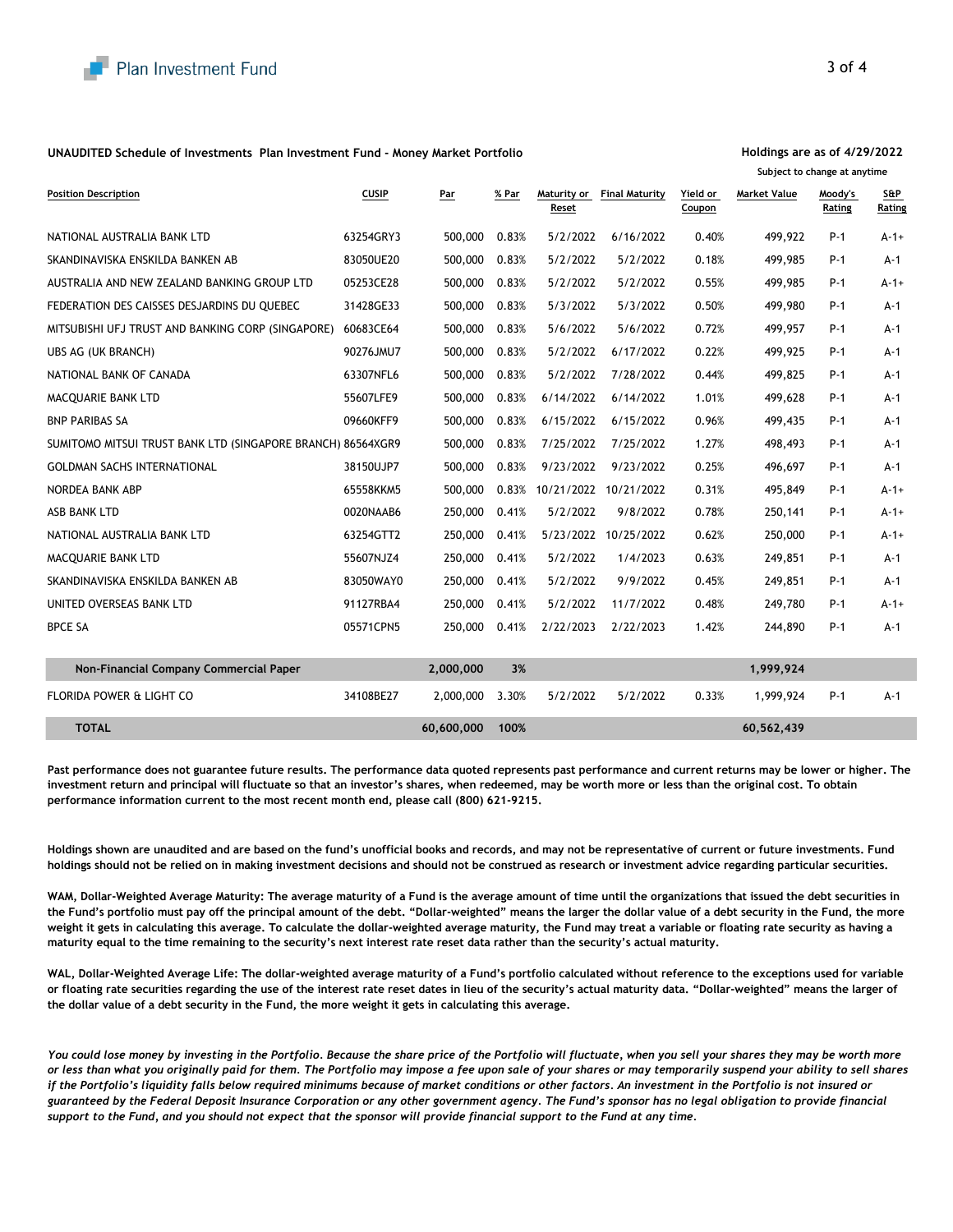**UNAUDITED Schedule of Investments Plan Investment Fund - Money Market Portfolio**

**Holdings are as of 4/29/2022**

Subject to change at anytime

| Position Description | CUSIP | Par | % Par | Maturity or Reset | Final Maturity | Yield or Coupon | Market Value | Moody's Rating | S&P Rating |
|---|---|---|---|---|---|---|---|---|---|
| NATIONAL AUSTRALIA BANK LTD | 63254GRY3 | 500,000 | 0.83% | 5/2/2022 | 6/16/2022 | 0.40% | 499,922 | P-1 | A-1+ |
| SKANDINAVISKA ENSKILDA BANKEN AB | 83050UE20 | 500,000 | 0.83% | 5/2/2022 | 5/2/2022 | 0.18% | 499,985 | P-1 | A-1 |
| AUSTRALIA AND NEW ZEALAND BANKING GROUP LTD | 05253CE28 | 500,000 | 0.83% | 5/2/2022 | 5/2/2022 | 0.55% | 499,985 | P-1 | A-1+ |
| FEDERATION DES CAISSES DESJARDINS DU QUEBEC | 31428GE33 | 500,000 | 0.83% | 5/3/2022 | 5/3/2022 | 0.50% | 499,980 | P-1 | A-1 |
| MITSUBISHI UFJ TRUST AND BANKING CORP (SINGAPORE) | 60683CE64 | 500,000 | 0.83% | 5/6/2022 | 5/6/2022 | 0.72% | 499,957 | P-1 | A-1 |
| UBS AG (UK BRANCH) | 90276JMU7 | 500,000 | 0.83% | 5/2/2022 | 6/17/2022 | 0.22% | 499,925 | P-1 | A-1 |
| NATIONAL BANK OF CANADA | 63307NFL6 | 500,000 | 0.83% | 5/2/2022 | 7/28/2022 | 0.44% | 499,825 | P-1 | A-1 |
| MACQUARIE BANK LTD | 55607LFE9 | 500,000 | 0.83% | 6/14/2022 | 6/14/2022 | 1.01% | 499,628 | P-1 | A-1 |
| BNP PARIBAS SA | 09660KFF9 | 500,000 | 0.83% | 6/15/2022 | 6/15/2022 | 0.96% | 499,435 | P-1 | A-1 |
| SUMITOMO MITSUI TRUST BANK LTD (SINGAPORE BRANCH) | 86564XGR9 | 500,000 | 0.83% | 7/25/2022 | 7/25/2022 | 1.27% | 498,493 | P-1 | A-1 |
| GOLDMAN SACHS INTERNATIONAL | 38150UJP7 | 500,000 | 0.83% | 9/23/2022 | 9/23/2022 | 0.25% | 496,697 | P-1 | A-1 |
| NORDEA BANK ABP | 65558KKM5 | 500,000 | 0.83% | 10/21/2022 | 10/21/2022 | 0.31% | 495,849 | P-1 | A-1+ |
| ASB BANK LTD | 0020NAAB6 | 250,000 | 0.41% | 5/2/2022 | 9/8/2022 | 0.78% | 250,141 | P-1 | A-1+ |
| NATIONAL AUSTRALIA BANK LTD | 63254GTT2 | 250,000 | 0.41% | 5/23/2022 | 10/25/2022 | 0.62% | 250,000 | P-1 | A-1+ |
| MACQUARIE BANK LTD | 55607NJZ4 | 250,000 | 0.41% | 5/2/2022 | 1/4/2023 | 0.63% | 249,851 | P-1 | A-1 |
| SKANDINAVISKA ENSKILDA BANKEN AB | 83050WAY0 | 250,000 | 0.41% | 5/2/2022 | 9/9/2022 | 0.45% | 249,851 | P-1 | A-1 |
| UNITED OVERSEAS BANK LTD | 91127RBA4 | 250,000 | 0.41% | 5/2/2022 | 11/7/2022 | 0.48% | 249,780 | P-1 | A-1+ |
| BPCE SA | 05571CPN5 | 250,000 | 0.41% | 2/22/2023 | 2/22/2023 | 1.42% | 244,890 | P-1 | A-1 |
| **Non-Financial Company Commercial Paper** | | **2,000,000** | **3%** | | | | **1,999,924** | | |
| FLORIDA POWER & LIGHT CO | 34108BE27 | 2,000,000 | 3.30% | 5/2/2022 | 5/2/2022 | 0.33% | 1,999,924 | P-1 | A-1 |
| **TOTAL** | | **60,600,000** | **100%** | | | | **60,562,439** | | |

**Past performance does not guarantee future results. The performance data quoted represents past performance and current returns may be lower or higher. The investment return and principal will fluctuate so that an investor's shares, when redeemed, may be worth more or less than the original cost. To obtain performance information current to the most recent month end, please call (800) 621-9215.**

**Holdings shown are unaudited and are based on the fund's unofficial books and records, and may not be representative of current or future investments. Fund holdings should not be relied on in making investment decisions and should not be construed as research or investment advice regarding particular securities.**

**WAM, Dollar-Weighted Average Maturity: The average maturity of a Fund is the average amount of time until the organizations that issued the debt securities in the Fund's portfolio must pay off the principal amount of the debt. "Dollar-weighted" means the larger the dollar value of a debt security in the Fund, the more weight it gets in calculating this average. To calculate the dollar-weighted average maturity, the Fund may treat a variable or floating rate security as having a maturity equal to the time remaining to the security's next interest rate reset data rather than the security's actual maturity.**

**WAL, Dollar-Weighted Average Life: The dollar-weighted average maturity of a Fund's portfolio calculated without reference to the exceptions used for variable or floating rate securities regarding the use of the interest rate reset dates in lieu of the security's actual maturity data. "Dollar-weighted" means the larger of the dollar value of a debt security in the Fund, the more weight it gets in calculating this average.**

***You could lose money by investing in the Portfolio. Because the share price of the Portfolio will fluctuate, when you sell your shares they may be worth more or less than what you originally paid for them. The Portfolio may impose a fee upon sale of your shares or may temporarily suspend your ability to sell shares if the Portfolio's liquidity falls below required minimums because of market conditions or other factors. An investment in the Portfolio is not insured or guaranteed by the Federal Deposit Insurance Corporation or any other government agency. The Fund's sponsor has no legal obligation to provide financial support to the Fund, and you should not expect that the sponsor will provide financial support to the Fund at any time.***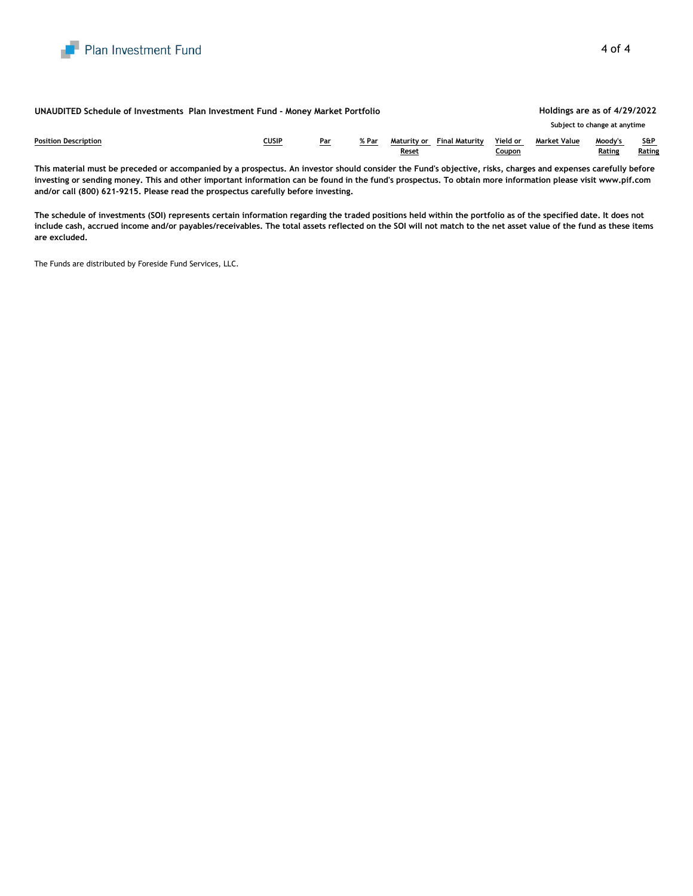**UNAUDITED Schedule of Investments Plan Investment Fund - Money Market Portfolio**

**Holdings are as of 4/29/2022**

Subject to change at anytime

| Position Description | CUSIP | Par | % Par | Maturity or Reset | Final Maturity | Yield or Coupon | Market Value | Moody's Rating | S&P Rating |
|---|---|---|---|---|---|---|---|---|---|

**This material must be preceded or accompanied by a prospectus. An investor should consider the Fund's objective, risks, charges and expenses carefully before investing or sending money. This and other important information can be found in the fund's prospectus. To obtain more information please visit www.pif.com and/or call (800) 621-9215. Please read the prospectus carefully before investing.**

**The schedule of investments (SOI) represents certain information regarding the traded positions held within the portfolio as of the specified date. It does not include cash, accrued income and/or payables/receivables. The total assets reflected on the SOI will not match to the net asset value of the fund as these items are excluded.**

The Funds are distributed by Foreside Fund Services, LLC.